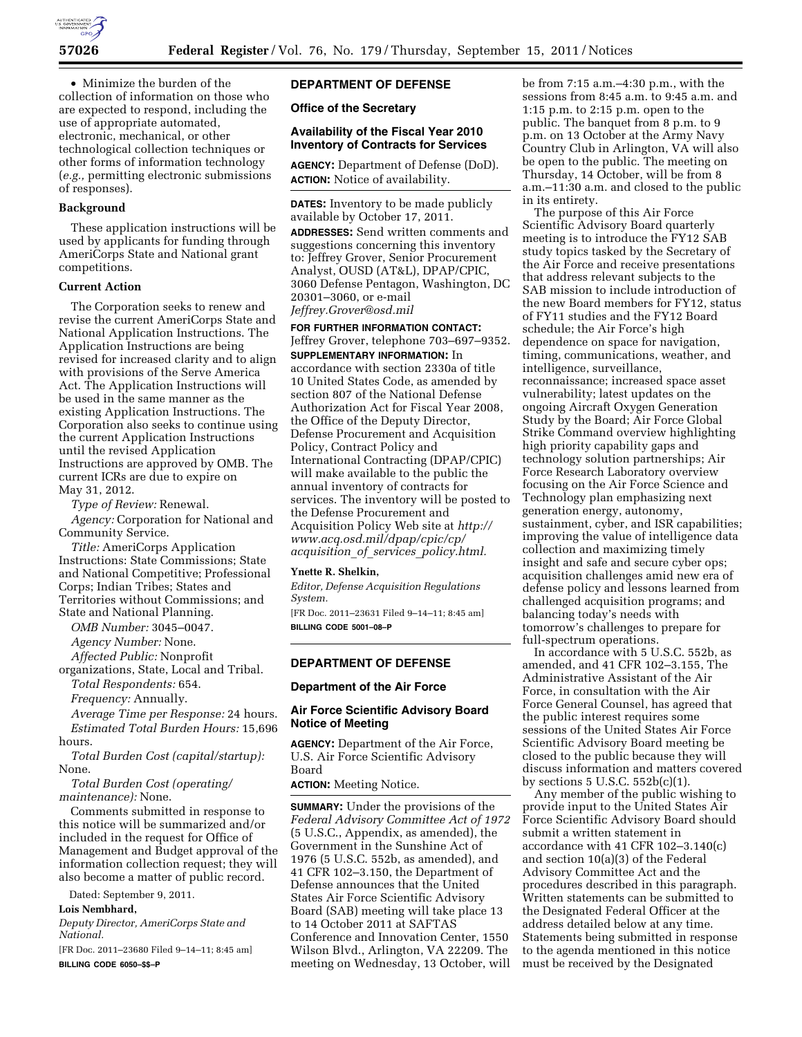• Minimize the burden of the collection of information on those who are expected to respond, including the use of appropriate automated, electronic, mechanical, or other technological collection techniques or other forms of information technology (*e.g.,* permitting electronic submissions of responses).

**Background**

These application instructions will be used by applicants for funding through AmeriCorps State and National grant competitions.

**Current Action**

The Corporation seeks to renew and revise the current AmeriCorps State and National Application Instructions. The Application Instructions are being revised for increased clarity and to align with provisions of the Serve America Act. The Application Instructions will be used in the same manner as the existing Application Instructions. The Corporation also seeks to continue using the current Application Instructions until the revised Application Instructions are approved by OMB. The current ICRs are due to expire on May 31, 2012.

*Type of Review:* Renewal.

*Agency:* Corporation for National and Community Service.

*Title:* AmeriCorps Application Instructions: State Commissions; State and National Competitive; Professional Corps; Indian Tribes; States and Territories without Commissions; and State and National Planning.

*OMB Number:* 3045–0047.

*Agency Number:* None.

*Affected Public:* Nonprofit organizations, State, Local and Tribal.

*Total Respondents:* 654.

*Frequency:* Annually.

*Average Time per Response:* 24 hours.

*Estimated Total Burden Hours:* 15,696 hours.

*Total Burden Cost (capital/startup):* None.

*Total Burden Cost (operating/maintenance):* None.

Comments submitted in response to this notice will be summarized and/or included in the request for Office of Management and Budget approval of the information collection request; they will also become a matter of public record.

Dated: September 9, 2011.

**Lois Nembhard,**

*Deputy Director, AmeriCorps State and National.*

[FR Doc. 2011–23680 Filed 9–14–11; 8:45 am]

**BILLING CODE 6050–$$–P**

## DEPARTMENT OF DEFENSE

### Office of the Secretary

### Availability of the Fiscal Year 2010 Inventory of Contracts for Services

**AGENCY:** Department of Defense (DoD).

**ACTION:** Notice of availability.

**DATES:** Inventory to be made publicly available by October 17, 2011.

**ADDRESSES:** Send written comments and suggestions concerning this inventory to: Jeffrey Grover, Senior Procurement Analyst, OUSD (AT&L), DPAP/CPIC, 3060 Defense Pentagon, Washington, DC 20301–3060, or e-mail *Jeffrey.Grover@osd.mil*

**FOR FURTHER INFORMATION CONTACT:** Jeffrey Grover, telephone 703–697–9352.

**SUPPLEMENTARY INFORMATION:** In accordance with section 2330a of title 10 United States Code, as amended by section 807 of the National Defense Authorization Act for Fiscal Year 2008, the Office of the Deputy Director, Defense Procurement and Acquisition Policy, Contract Policy and International Contracting (DPAP/CPIC) will make available to the public the annual inventory of contracts for services. The inventory will be posted to the Defense Procurement and Acquisition Policy Web site at *http://www.acq.osd.mil/dpap/cpic/cp/acquisition_of_services_policy.html.*

**Ynette R. Shelkin,**

*Editor, Defense Acquisition Regulations System.*

[FR Doc. 2011–23631 Filed 9–14–11; 8:45 am]

**BILLING CODE 5001–08–P**

## DEPARTMENT OF DEFENSE

### Department of the Air Force

### Air Force Scientific Advisory Board Notice of Meeting

**AGENCY:** Department of the Air Force, U.S. Air Force Scientific Advisory Board

**ACTION:** Meeting Notice.

**SUMMARY:** Under the provisions of the *Federal Advisory Committee Act of 1972* (5 U.S.C., Appendix, as amended), the Government in the Sunshine Act of 1976 (5 U.S.C. 552b, as amended), and 41 CFR 102–3.150, the Department of Defense announces that the United States Air Force Scientific Advisory Board (SAB) meeting will take place 13 to 14 October 2011 at SAFTAS Conference and Innovation Center, 1550 Wilson Blvd., Arlington, VA 22209. The meeting on Wednesday, 13 October, will be from 7:15 a.m.–4:30 p.m., with the sessions from 8:45 a.m. to 9:45 a.m. and 1:15 p.m. to 2:15 p.m. open to the public. The banquet from 8 p.m. to 9 p.m. on 13 October at the Army Navy Country Club in Arlington, VA will also be open to the public. The meeting on Thursday, 14 October, will be from 8 a.m.–11:30 a.m. and closed to the public in its entirety.

The purpose of this Air Force Scientific Advisory Board quarterly meeting is to introduce the FY12 SAB study topics tasked by the Secretary of the Air Force and receive presentations that address relevant subjects to the SAB mission to include introduction of the new Board members for FY12, status of FY11 studies and the FY12 Board schedule; the Air Force's high dependence on space for navigation, timing, communications, weather, and intelligence, surveillance, reconnaissance; increased space asset vulnerability; latest updates on the ongoing Aircraft Oxygen Generation Study by the Board; Air Force Global Strike Command overview highlighting high priority capability gaps and technology solution partnerships; Air Force Research Laboratory overview focusing on the Air Force Science and Technology plan emphasizing next generation energy, autonomy, sustainment, cyber, and ISR capabilities; improving the value of intelligence data collection and maximizing timely insight and safe and secure cyber ops; acquisition challenges amid new era of defense policy and lessons learned from challenged acquisition programs; and balancing today's needs with tomorrow's challenges to prepare for full-spectrum operations.

In accordance with 5 U.S.C. 552b, as amended, and 41 CFR 102–3.155, The Administrative Assistant of the Air Force, in consultation with the Air Force General Counsel, has agreed that the public interest requires some sessions of the United States Air Force Scientific Advisory Board meeting be closed to the public because they will discuss information and matters covered by sections 5 U.S.C. 552b(c)(1).

Any member of the public wishing to provide input to the United States Air Force Scientific Advisory Board should submit a written statement in accordance with 41 CFR 102–3.140(c) and section 10(a)(3) of the Federal Advisory Committee Act and the procedures described in this paragraph. Written statements can be submitted to the Designated Federal Officer at the address detailed below at any time. Statements being submitted in response to the agenda mentioned in this notice must be received by the Designated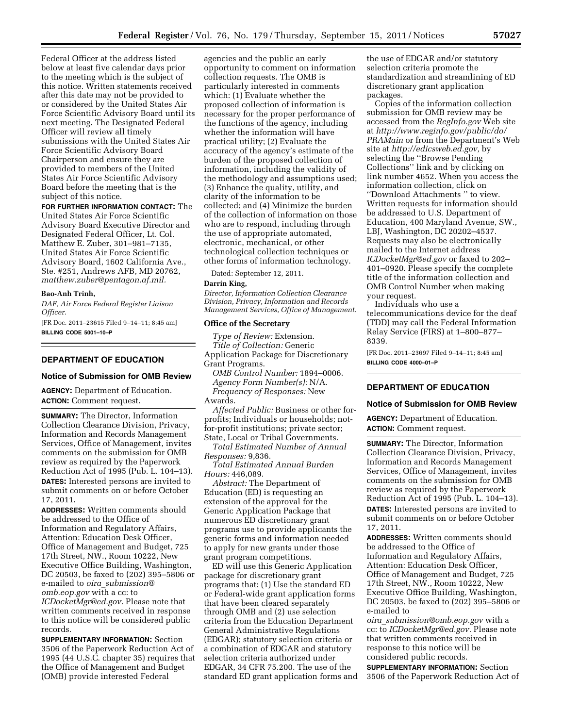Federal Officer at the address listed below at least five calendar days prior to the meeting which is the subject of this notice. Written statements received after this date may not be provided to or considered by the United States Air Force Scientific Advisory Board until its next meeting. The Designated Federal Officer will review all timely submissions with the United States Air Force Scientific Advisory Board Chairperson and ensure they are provided to members of the United States Air Force Scientific Advisory Board before the meeting that is the subject of this notice.

**FOR FURTHER INFORMATION CONTACT:** The United States Air Force Scientific Advisory Board Executive Director and Designated Federal Officer, Lt. Col. Matthew E. Zuber, 301–981–7135, United States Air Force Scientific Advisory Board, 1602 California Ave., Ste. #251, Andrews AFB, MD 20762, *matthew.zuber@pentagon.af.mil.*

**Bao-Anh Trinh,**

*DAF, Air Force Federal Register Liaison Officer.*

[FR Doc. 2011–23615 Filed 9–14–11; 8:45 am]

**BILLING CODE 5001–10–P**

## DEPARTMENT OF EDUCATION

### Notice of Submission for OMB Review

**AGENCY:** Department of Education.

**ACTION:** Comment request.

**SUMMARY:** The Director, Information Collection Clearance Division, Privacy, Information and Records Management Services, Office of Management, invites comments on the submission for OMB review as required by the Paperwork Reduction Act of 1995 (Pub. L. 104–13).

**DATES:** Interested persons are invited to submit comments on or before October 17, 2011.

**ADDRESSES:** Written comments should be addressed to the Office of Information and Regulatory Affairs, Attention: Education Desk Officer, Office of Management and Budget, 725 17th Street, NW., Room 10222, New Executive Office Building, Washington, DC 20503, be faxed to (202) 395–5806 or e-mailed to *oira_submission@omb.eop.gov* with a cc: to *ICDocketMgr@ed.gov.* Please note that written comments received in response to this notice will be considered public records.

**SUPPLEMENTARY INFORMATION:** Section 3506 of the Paperwork Reduction Act of 1995 (44 U.S.C. chapter 35) requires that the Office of Management and Budget (OMB) provide interested Federal agencies and the public an early opportunity to comment on information collection requests. The OMB is particularly interested in comments which: (1) Evaluate whether the proposed collection of information is necessary for the proper performance of the functions of the agency, including whether the information will have practical utility; (2) Evaluate the accuracy of the agency's estimate of the burden of the proposed collection of information, including the validity of the methodology and assumptions used; (3) Enhance the quality, utility, and clarity of the information to be collected; and (4) Minimize the burden of the collection of information on those who are to respond, including through the use of appropriate automated, electronic, mechanical, or other technological collection techniques or other forms of information technology.

Dated: September 12, 2011.

**Darrin King,**

*Director, Information Collection Clearance Division, Privacy, Information and Records Management Services, Office of Management.*

**Office of the Secretary**

*Type of Review:* Extension.

*Title of Collection:* Generic Application Package for Discretionary Grant Programs.

*OMB Control Number:* 1894–0006.

*Agency Form Number(s):* N/A.

*Frequency of Responses:* New Awards.

*Affected Public:* Business or other for-profits; Individuals or households; not-for-profit institutions; private sector; State, Local or Tribal Governments.

*Total Estimated Number of Annual Responses:* 9,836.

*Total Estimated Annual Burden Hours:* 446,089.

*Abstract:* The Department of Education (ED) is requesting an extension of the approval for the Generic Application Package that numerous ED discretionary grant programs use to provide applicants the generic forms and information needed to apply for new grants under those grant program competitions.

ED will use this Generic Application package for discretionary grant programs that: (1) Use the standard ED or Federal-wide grant application forms that have been cleared separately through OMB and (2) use selection criteria from the Education Department General Administrative Regulations (EDGAR); statutory selection criteria or a combination of EDGAR and statutory selection criteria authorized under EDGAR, 34 CFR 75.200. The use of the standard ED grant application forms and the use of EDGAR and/or statutory selection criteria promote the standardization and streamlining of ED discretionary grant application packages.

Copies of the information collection submission for OMB review may be accessed from the *RegInfo.gov* Web site at *http://www.reginfo.gov/public/do/PRAMain* or from the Department's Web site at *http://edicsweb.ed.gov,* by selecting the ''Browse Pending Collections'' link and by clicking on link number 4652. When you access the information collection, click on ''Download Attachments '' to view. Written requests for information should be addressed to U.S. Department of Education, 400 Maryland Avenue, SW., LBJ, Washington, DC 20202–4537. Requests may also be electronically mailed to the Internet address *ICDocketMgr@ed.gov* or faxed to 202–401–0920. Please specify the complete title of the information collection and OMB Control Number when making your request.

Individuals who use a telecommunications device for the deaf (TDD) may call the Federal Information Relay Service (FIRS) at 1–800–877–8339.

[FR Doc. 2011–23697 Filed 9–14–11; 8:45 am]

**BILLING CODE 4000–01–P**

## DEPARTMENT OF EDUCATION

### Notice of Submission for OMB Review

**AGENCY:** Department of Education.

**ACTION:** Comment request.

**SUMMARY:** The Director, Information Collection Clearance Division, Privacy, Information and Records Management Services, Office of Management, invites comments on the submission for OMB review as required by the Paperwork Reduction Act of 1995 (Pub. L. 104–13).

**DATES:** Interested persons are invited to submit comments on or before October 17, 2011.

**ADDRESSES:** Written comments should be addressed to the Office of Information and Regulatory Affairs, Attention: Education Desk Officer, Office of Management and Budget, 725 17th Street, NW., Room 10222, New Executive Office Building, Washington, DC 20503, be faxed to (202) 395–5806 or e-mailed to *oira_submission@omb.eop.gov* with a cc: to *ICDocketMgr@ed.gov.* Please note that written comments received in response to this notice will be considered public records.

**SUPPLEMENTARY INFORMATION:** Section 3506 of the Paperwork Reduction Act of